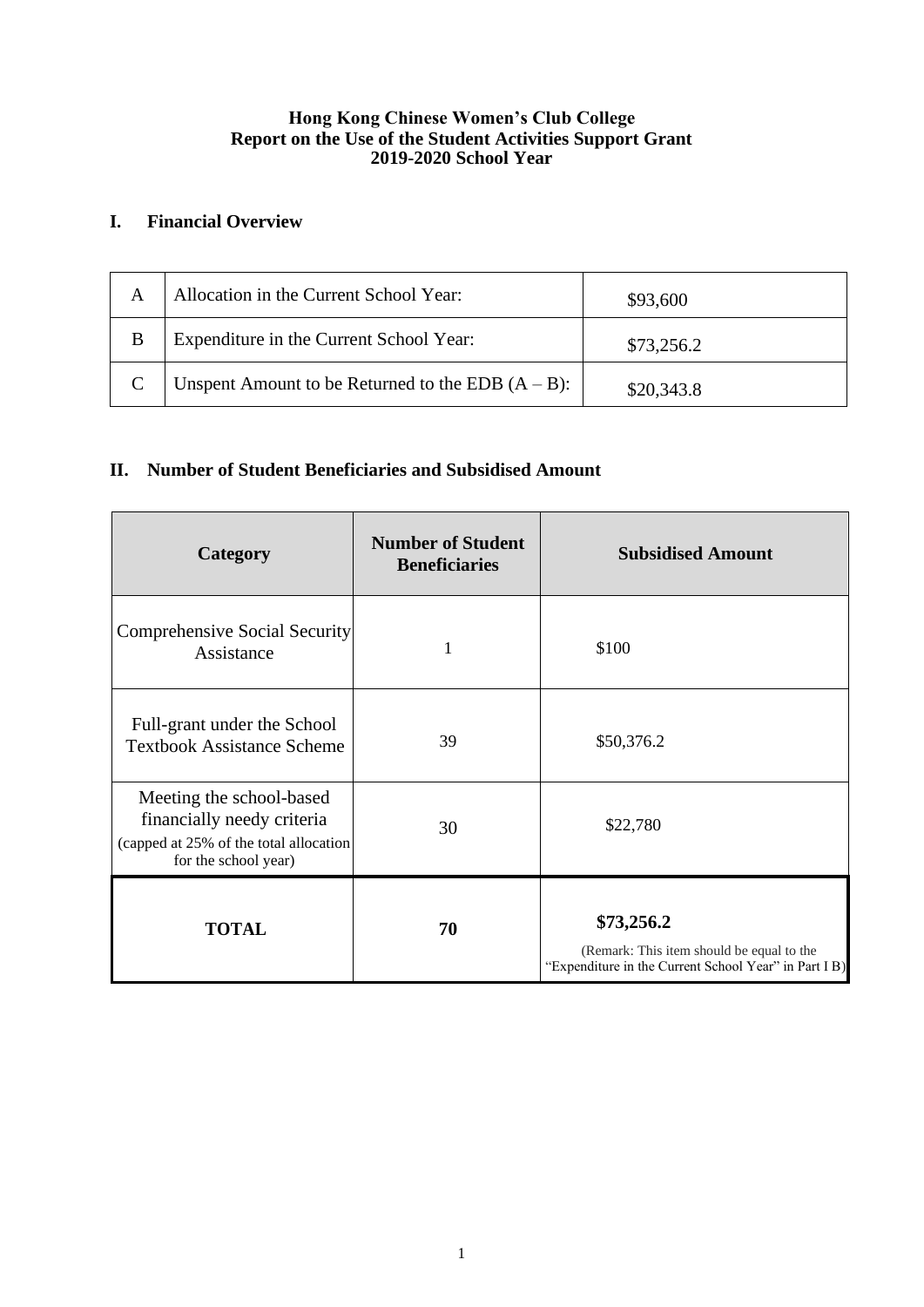**Hong Kong Chinese Women's Club College**
**Report on the Use of the Student Activities Support Grant**
**2019-2020 School Year**

## I. Financial Overview

| | | |
|---|---|---|
| A | Allocation in the Current School Year: | $93,600 |
| B | Expenditure in the Current School Year: | $73,256.2 |
| C | Unspent Amount to be Returned to the EDB (A – B): | $20,343.8 |

## II. Number of Student Beneficiaries and Subsidised Amount

| Category | Number of Student Beneficiaries | Subsidised Amount |
|---|---|---|
| Comprehensive Social Security Assistance | 1 | $100 |
| Full-grant under the School Textbook Assistance Scheme | 39 | $50,376.2 |
| Meeting the school-based financially needy criteria (capped at 25% of the total allocation for the school year) | 30 | $22,780 |
| **TOTAL** | **70** | **$73,256.2** (Remark: This item should be equal to the "Expenditure in the Current School Year" in Part I B) |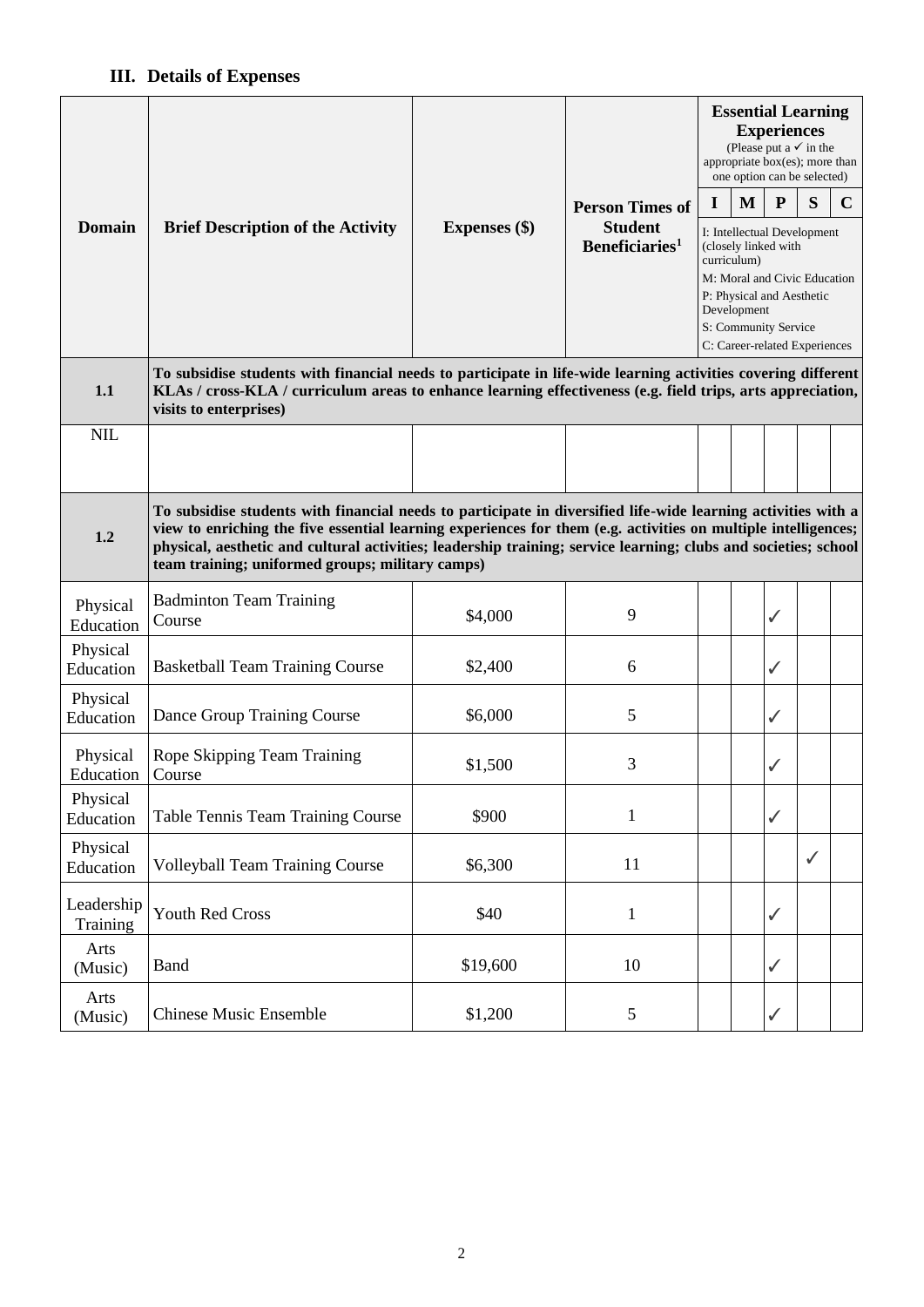### III. Details of Expenses

| Domain | Brief Description of the Activity | Expenses ($) | Person Times of Student Beneficiaries[1] | Essential Learning Experiences (Please put a ✓ in the appropriate box(es); more than one option can be selected) | | | | |
|---|---|---|---|---|---|---|---|---|
| | | | | I | M | P | S | C |
| | | | | I: Intellectual Development (closely linked with curriculum) M: Moral and Civic Education P: Physical and Aesthetic Development S: Community Service C: Career-related Experiences | | | | |
| **1.1** | **To subsidise students with financial needs to participate in life-wide learning activities covering different KLAs / cross-KLA / curriculum areas to enhance learning effectiveness (e.g. field trips, arts appreciation, visits to enterprises)** | | | | | | | |
| NIL | | | | | | | | |
| **1.2** | **To subsidise students with financial needs to participate in diversified life-wide learning activities with a view to enriching the five essential learning experiences for them (e.g. activities on multiple intelligences; physical, aesthetic and cultural activities; leadership training; service learning; clubs and societies; school team training; uniformed groups; military camps)** | | | | | | | |
| Physical Education | Badminton Team Training Course | $4,000 | 9 | | | ✓ | | |
| Physical Education | Basketball Team Training Course | $2,400 | 6 | | | ✓ | | |
| Physical Education | Dance Group Training Course | $6,000 | 5 | | | ✓ | | |
| Physical Education | Rope Skipping Team Training Course | $1,500 | 3 | | | ✓ | | |
| Physical Education | Table Tennis Team Training Course | $900 | 1 | | | ✓ | | |
| Physical Education | Volleyball Team Training Course | $6,300 | 11 | | | | ✓ | |
| Leadership Training | Youth Red Cross | $40 | 1 | | | ✓ | | |
| Arts (Music) | Band | $19,600 | 10 | | | ✓ | | |
| Arts (Music) | Chinese Music Ensemble | $1,200 | 5 | | | ✓ | | |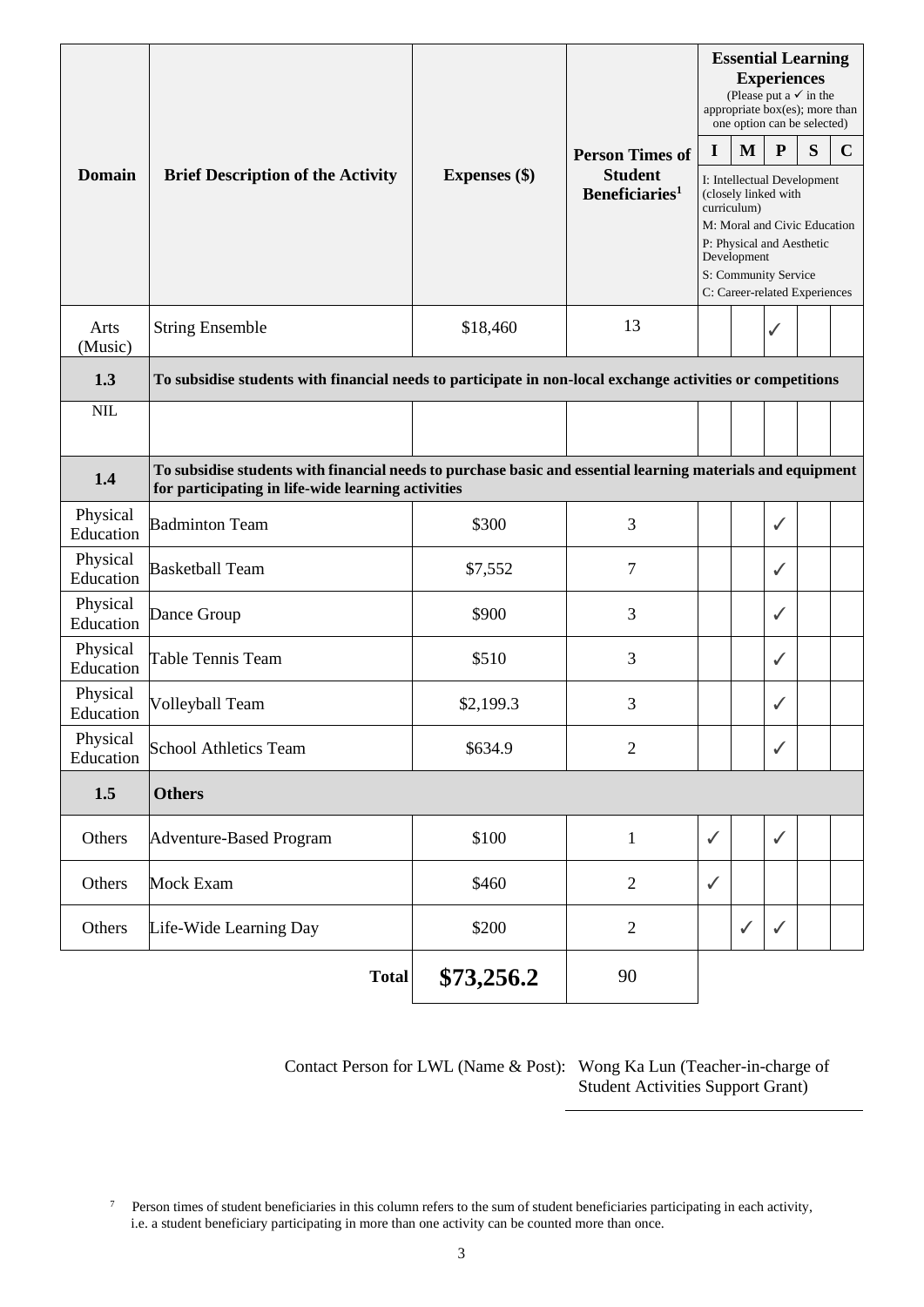| Domain | Brief Description of the Activity | Expenses ($) | Person Times of Student Beneficiaries[1] | Essential Learning Experiences (Please put a ✓ in the appropriate box(es); more than one option can be selected) | | | | |
|---|---|---|---|---|---|---|---|---|
| | | | | I | M | P | S | C |
| | | | | I: Intellectual Development (closely linked with curriculum) M: Moral and Civic Education P: Physical and Aesthetic Development S: Community Service C: Career-related Experiences | | | | |
| Arts (Music) | String Ensemble | $18,460 | 13 | | | ✓ | | |
| **1.3** | **To subsidise students with financial needs to participate in non-local exchange activities or competitions** | | | | | | | |
| NIL | | | | | | | | |
| **1.4** | **To subsidise students with financial needs to purchase basic and essential learning materials and equipment for participating in life-wide learning activities** | | | | | | | |
| Physical Education | Badminton Team | $300 | 3 | | | ✓ | | |
| Physical Education | Basketball Team | $7,552 | 7 | | | ✓ | | |
| Physical Education | Dance Group | $900 | 3 | | | ✓ | | |
| Physical Education | Table Tennis Team | $510 | 3 | | | ✓ | | |
| Physical Education | Volleyball Team | $2,199.3 | 3 | | | ✓ | | |
| Physical Education | School Athletics Team | $634.9 | 2 | | | ✓ | | |
| **1.5** | **Others** | | | | | | | |
| Others | Adventure-Based Program | $100 | 1 | ✓ | | ✓ | | |
| Others | Mock Exam | $460 | 2 | ✓ | | | | |
| Others | Life-Wide Learning Day | $200 | 2 | | ✓ | ✓ | | |
| | **Total** | **$73,256.2** | 90 | | | | | |

Contact Person for LWL (Name & Post): Wong Ka Lun (Teacher-in-charge of Student Activities Support Grant)

[7] Person times of student beneficiaries in this column refers to the sum of student beneficiaries participating in each activity, i.e. a student beneficiary participating in more than one activity can be counted more than once.